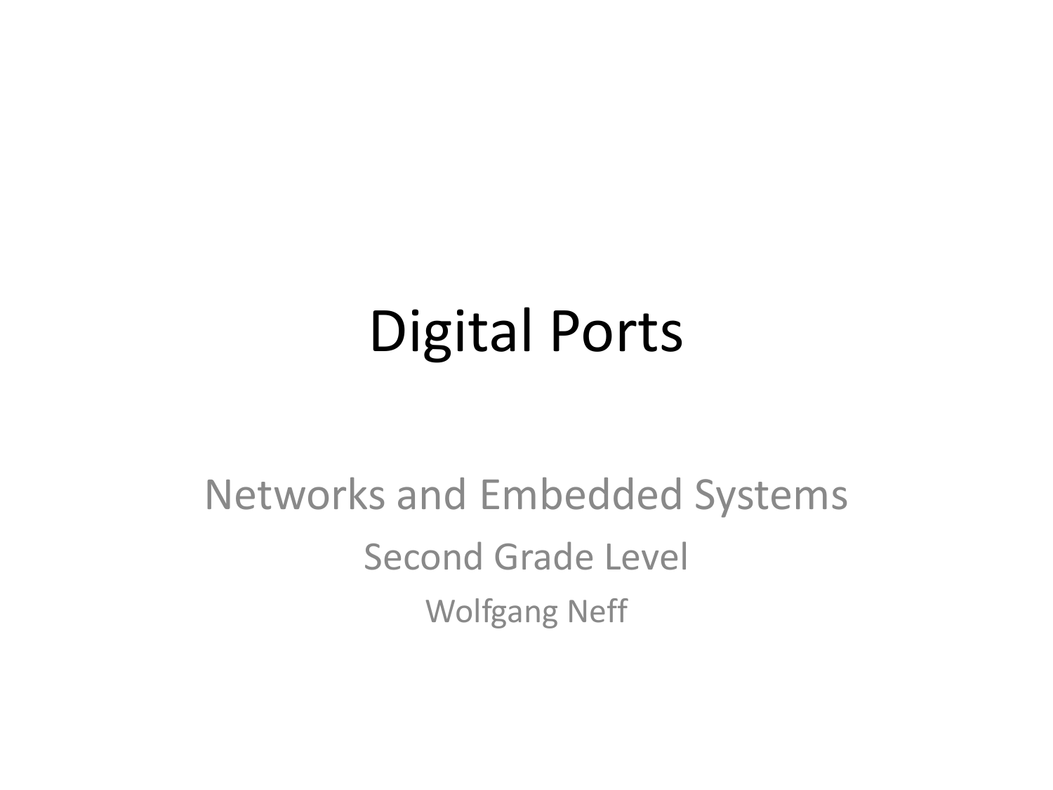# Digital Ports

Networks and Embedded Systems

Second Grade Level

Wolfgang Neff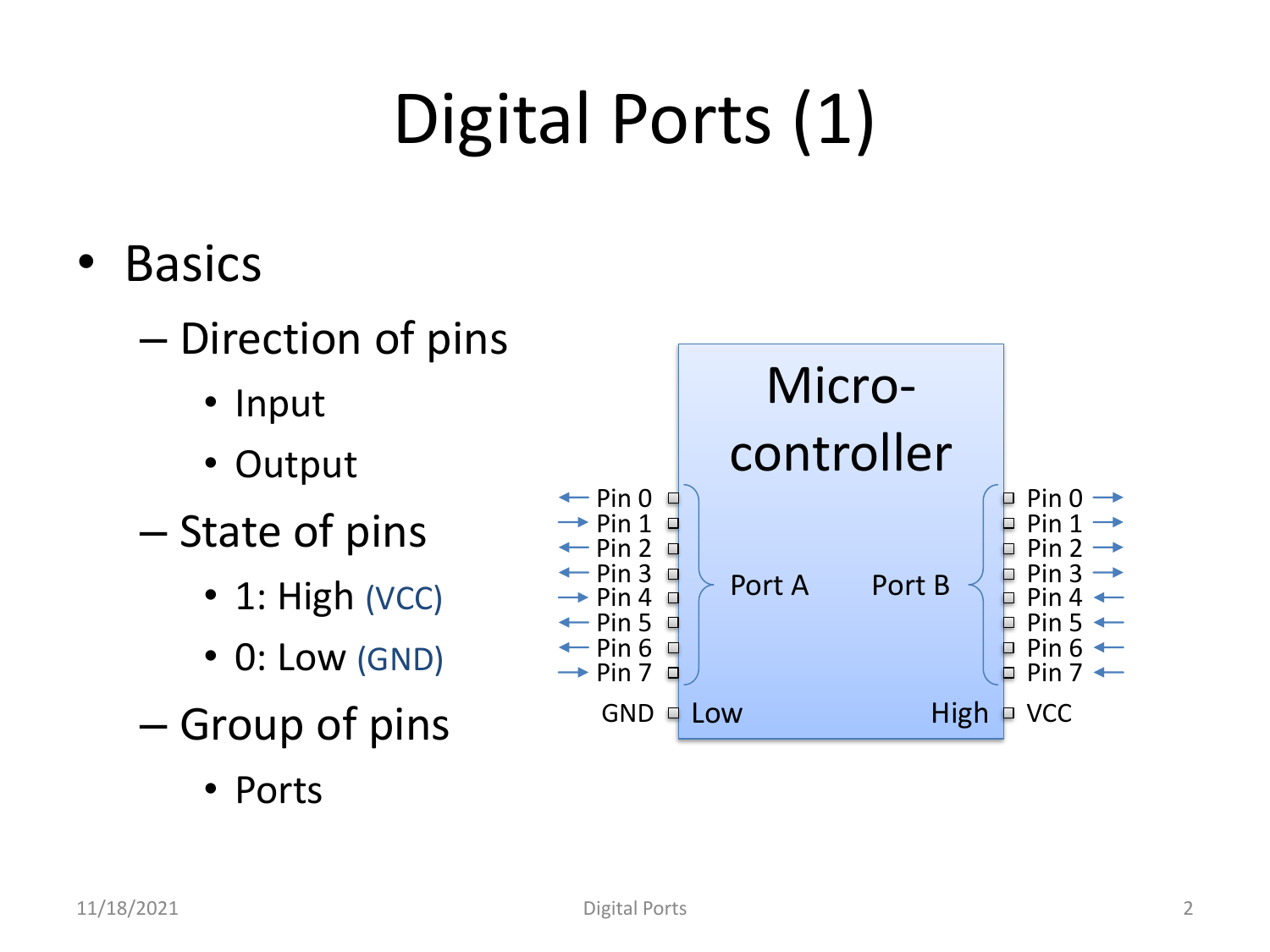# Digital Ports (1)

- Basics
  - Direction of pins
    - Input
    - Output
  - State of pins
    - 1: High (VCC)
    - 0: Low (GND)
  - Group of pins
    - Ports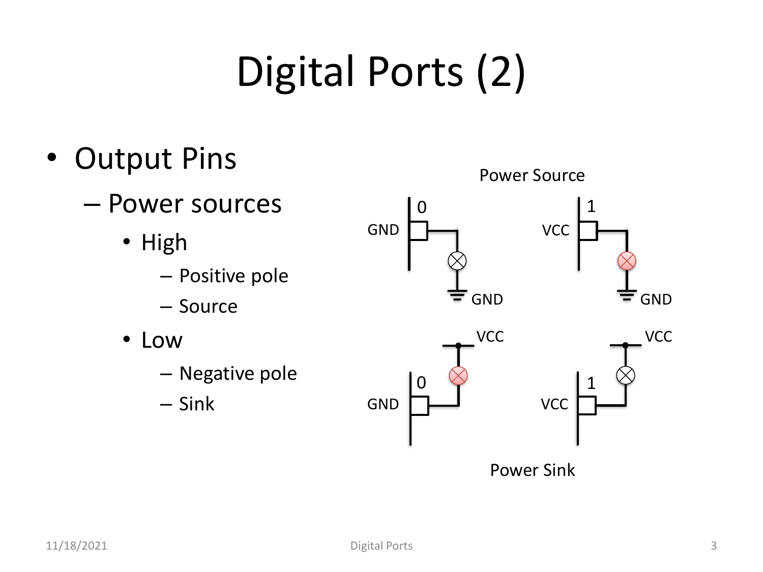# Digital Ports (2)

- Output Pins
  - Power sources
    - High
      - Positive pole
      - Source
    - Low
      - Negative pole
      - Sink

Power Source

GND 0 — GND

VCC 1 — GND

GND 0 — VCC

VCC 1 — VCC

Power Sink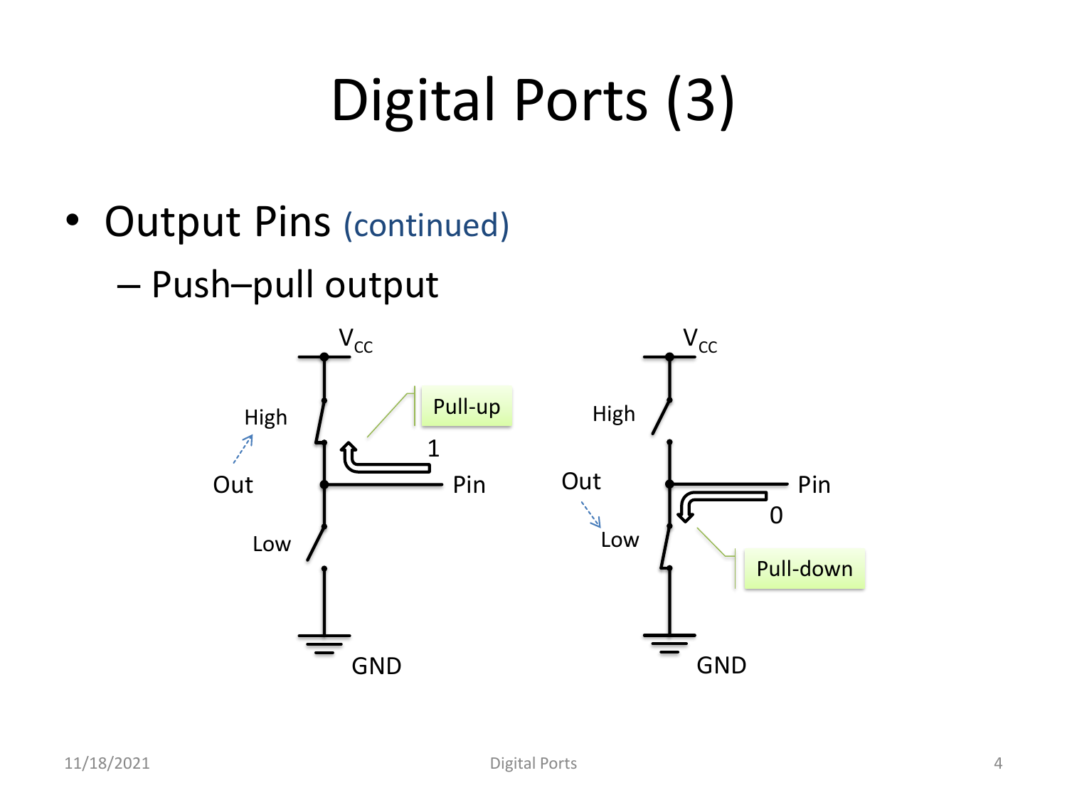# Digital Ports (3)

- Output Pins (continued)
  - Push–pull output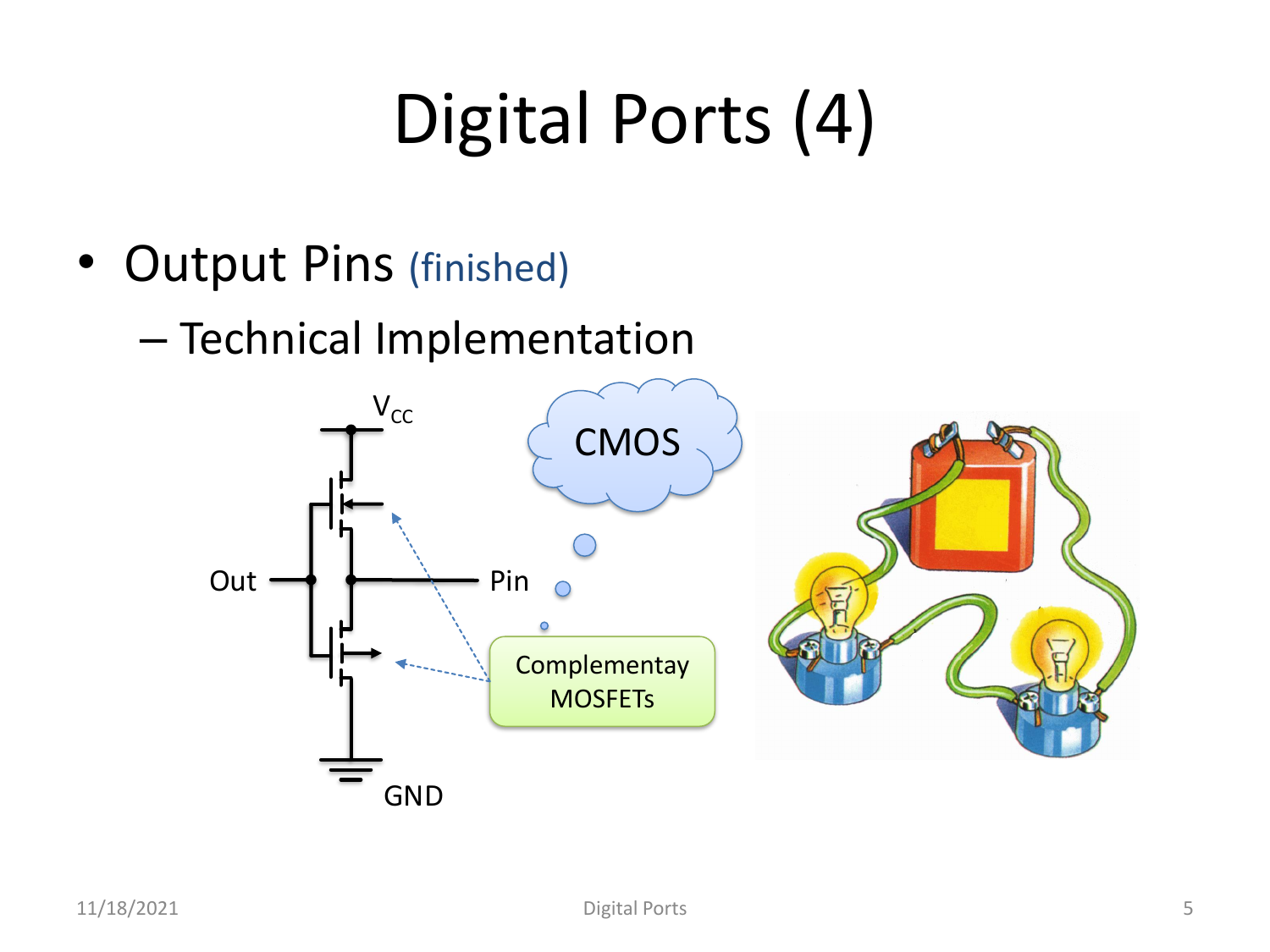# Digital Ports (4)

- Output Pins (finished)
  - Technical Implementation

$V_{CC}$

CMOS

Out

Pin

Complementay MOSFETs

GND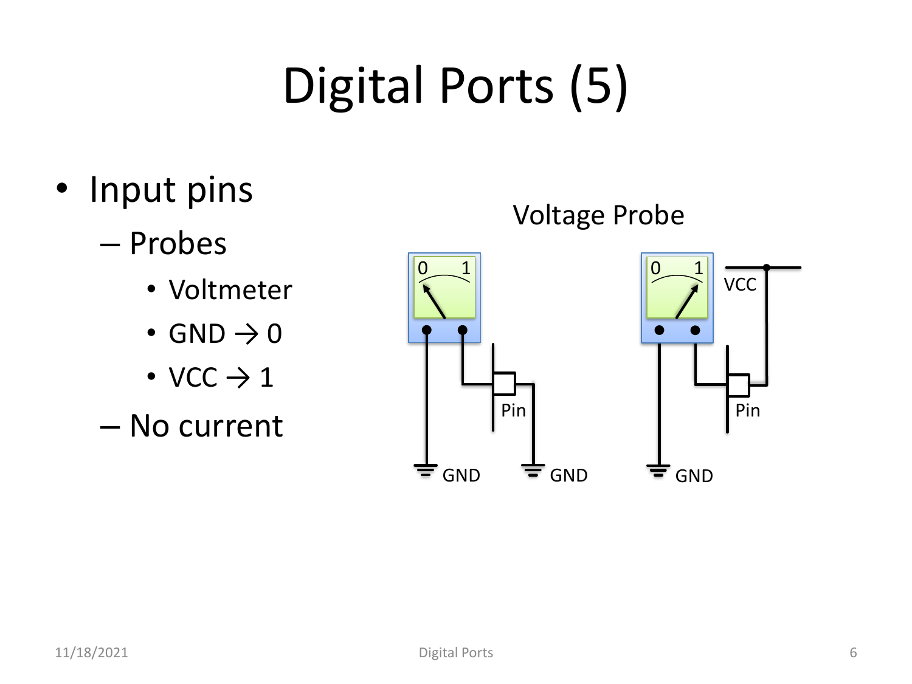# Digital Ports (5)

- Input pins
  - Probes
    - Voltmeter
    - GND → 0
    - VCC → 1
  - No current

Voltage Probe

0 1

Pin

GND GND

0 1

VCC

Pin

GND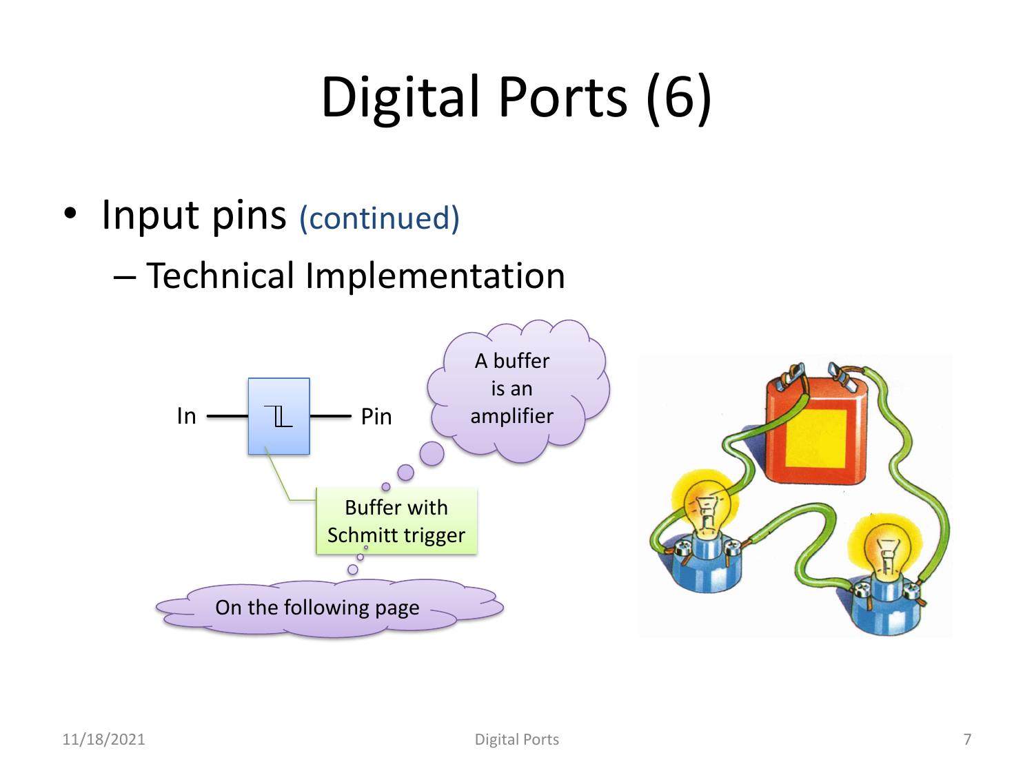# Digital Ports (6)

- Input pins (continued)
  - Technical Implementation

In — Pin

A buffer is an amplifier

Buffer with Schmitt trigger

On the following page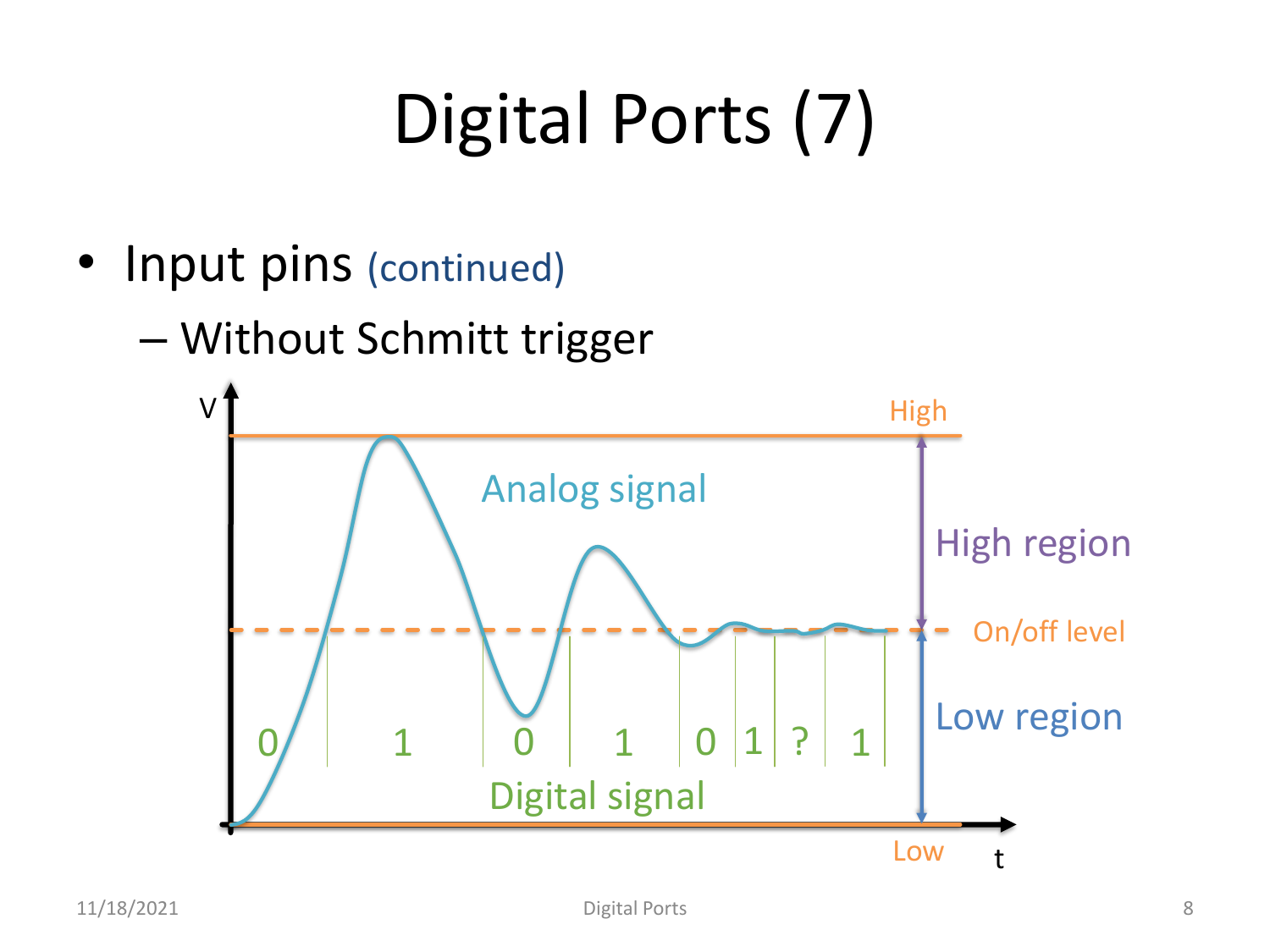# Digital Ports (7)

- Input pins (continued)
  - Without Schmitt trigger

V

High

Analog signal

High region

On/off level

Low region

0 | 1 | 0 | 1 | 0 | 1 | ? | 1

Digital signal

Low

t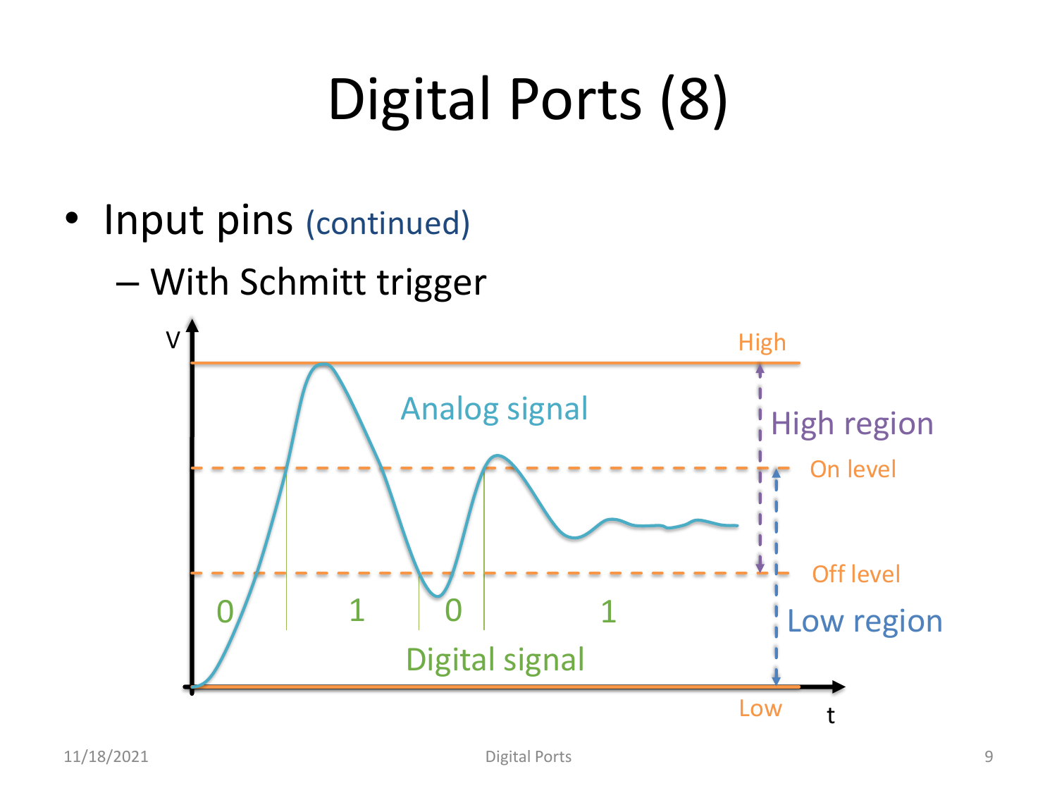# Digital Ports (8)

- Input pins (continued)
  - With Schmitt trigger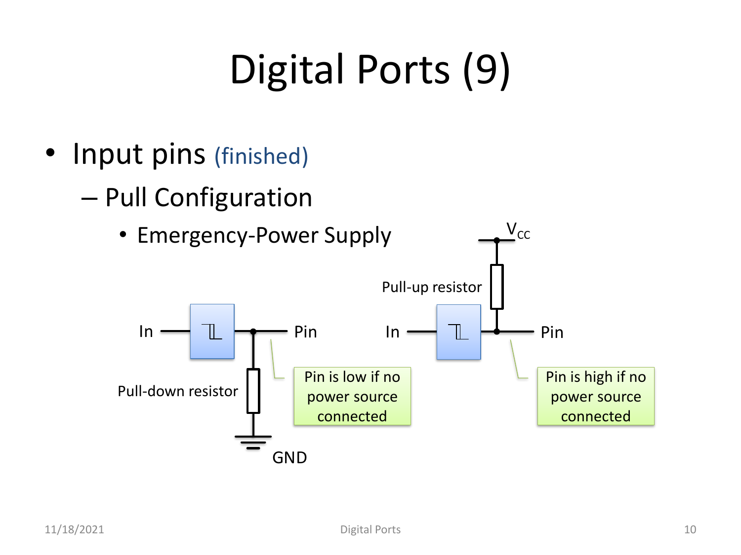# Digital Ports (9)

- Input pins (finished)
  - Pull Configuration
    - Emergency-Power Supply

$V_{CC}$

Pull-up resistor

In

Pin

Pin is high if no power source connected

In

Pin

Pull-down resistor

Pin is low if no power source connected

GND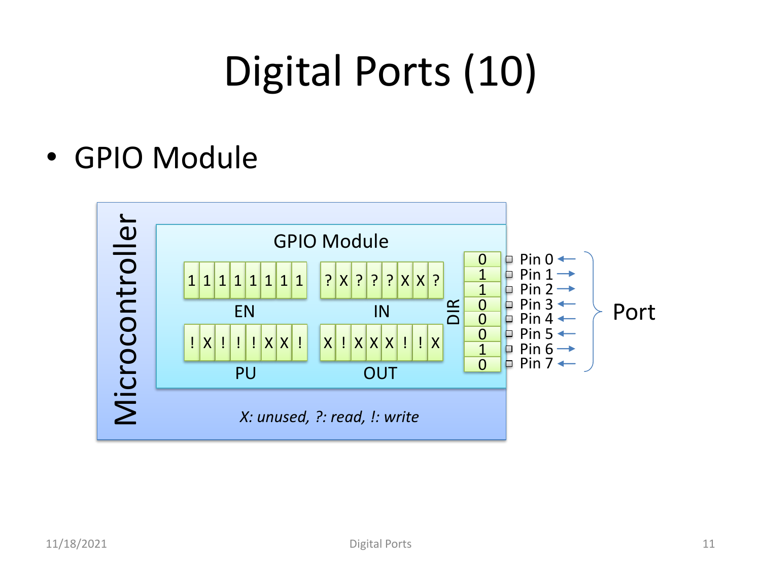# Digital Ports (10)

- GPIO Module

Microcontroller

GPIO Module

| 1 | 1 | 1 | 1 | 1 | 1 | 1 | 1 |
|---|---|---|---|---|---|---|---|

EN

| ? | X | ? | ? | ? | X | X | ? |
|---|---|---|---|---|---|---|---|

IN

| ! | X | ! | ! | ! | X | X | ! |
|---|---|---|---|---|---|---|---|

PU

| X | ! | X | X | X | ! | ! | X |
|---|---|---|---|---|---|---|---|

OUT

DIR

| DIR | Pin | Direction |
|---|---|---|
| 0 | Pin 0 | ← |
| 1 | Pin 1 | → |
| 1 | Pin 2 | → |
| 0 | Pin 3 | ← |
| 0 | Pin 4 | ← |
| 0 | Pin 5 | ← |
| 1 | Pin 6 | → |
| 0 | Pin 7 | ← |

Port

*X: unused, ?: read, !: write*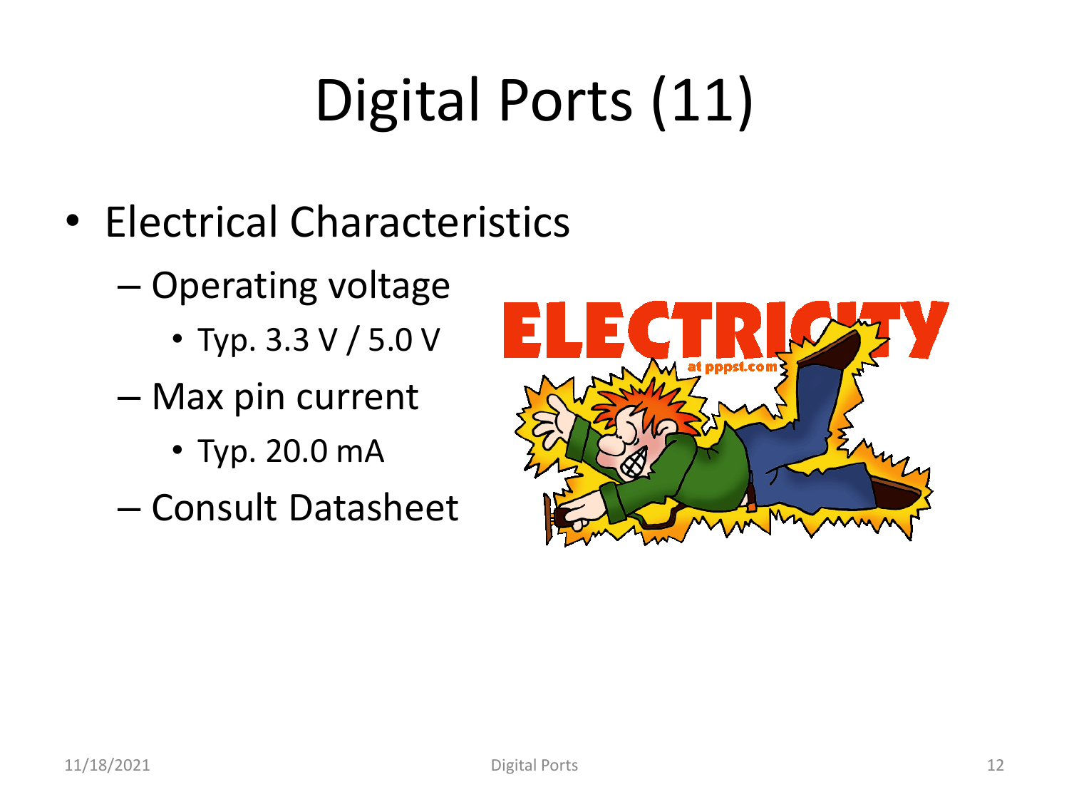# Digital Ports (11)

- Electrical Characteristics
  - Operating voltage
    - Typ. 3.3 V / 5.0 V
  - Max pin current
    - Typ. 20.0 mA
  - Consult Datasheet